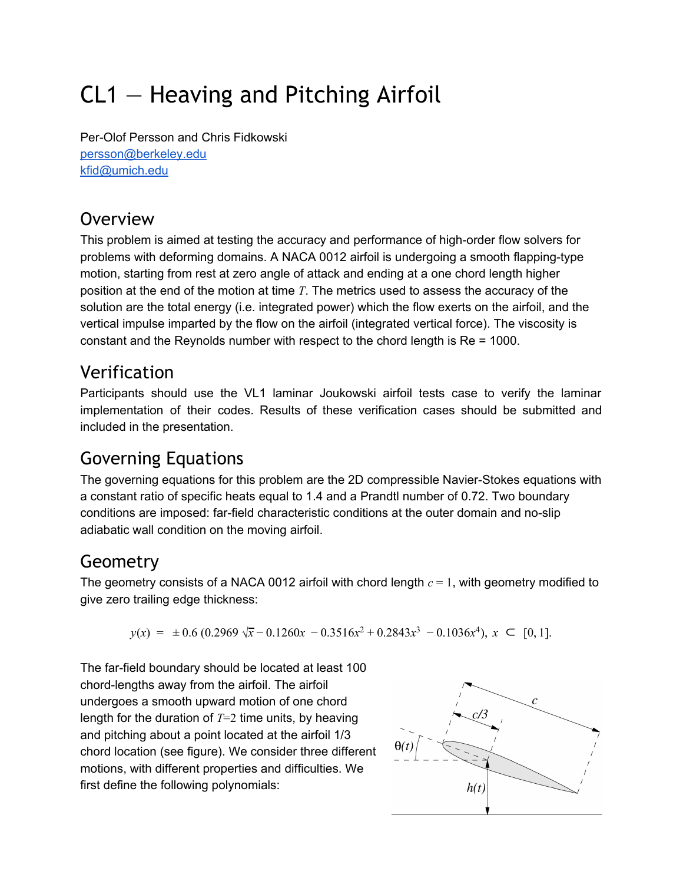# CL1 — Heaving and Pitching Airfoil

Per-Olof Persson and Chris Fidkowski
persson@berkeley.edu
kfid@umich.edu

## Overview

This problem is aimed at testing the accuracy and performance of high-order flow solvers for problems with deforming domains. A NACA 0012 airfoil is undergoing a smooth flapping-type motion, starting from rest at zero angle of attack and ending at a one chord length higher position at the end of the motion at time $T$. The metrics used to assess the accuracy of the solution are the total energy (i.e. integrated power) which the flow exerts on the airfoil, and the vertical impulse imparted by the flow on the airfoil (integrated vertical force). The viscosity is constant and the Reynolds number with respect to the chord length is Re = 1000.

## Verification

Participants should use the VL1 laminar Joukowski airfoil tests case to verify the laminar implementation of their codes. Results of these verification cases should be submitted and included in the presentation.

## Governing Equations

The governing equations for this problem are the 2D compressible Navier-Stokes equations with a constant ratio of specific heats equal to 1.4 and a Prandtl number of 0.72. Two boundary conditions are imposed: far-field characteristic conditions at the outer domain and no-slip adiabatic wall condition on the moving airfoil.

## Geometry

The geometry consists of a NACA 0012 airfoil with chord length $c = 1$, with geometry modified to give zero trailing edge thickness:

$$y(x) = \pm 0.6\,(0.2969\,\sqrt{x} - 0.1260x - 0.3516x^2 + 0.2843x^3 - 0.1036x^4),\ x \subset [0, 1].$$

The far-field boundary should be located at least 100 chord-lengths away from the airfoil. The airfoil undergoes a smooth upward motion of one chord length for the duration of $T$=2 time units, by heaving and pitching about a point located at the airfoil 1/3 chord location (see figure). We consider three different motions, with different properties and difficulties. We first define the following polynomials: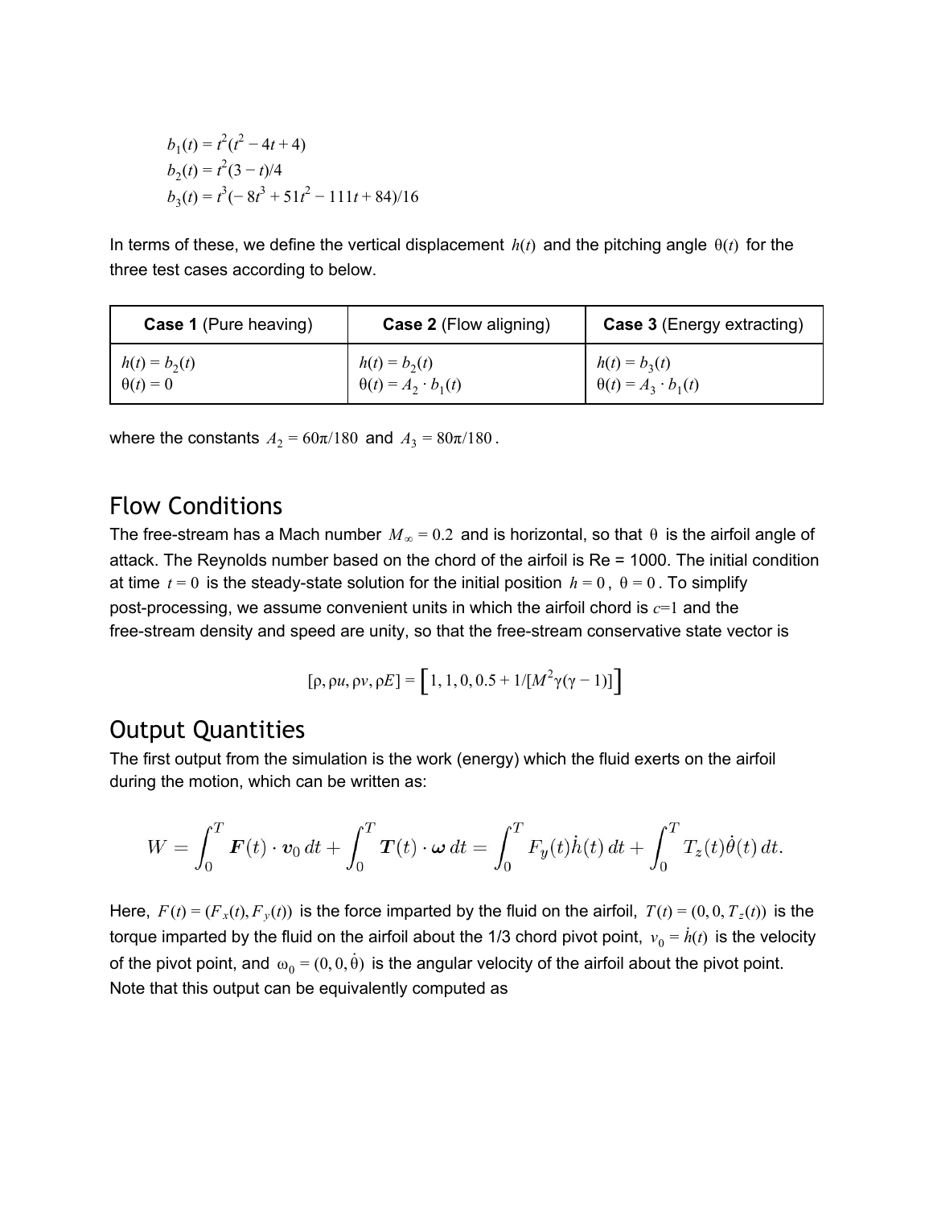$b_1(t) = t^2(t^2 - 4t + 4)$
$b_2(t) = t^2(3 - t)/4$
$b_3(t) = t^3(-8t^3 + 51t^2 - 111t + 84)/16$

In terms of these, we define the vertical displacement $h(t)$ and the pitching angle $\theta(t)$ for the three test cases according to below.

| **Case 1** (Pure heaving) | **Case 2** (Flow aligning) | **Case 3** (Energy extracting) |
|---|---|---|
| $h(t) = b_2(t)$<br>$\theta(t) = 0$ | $h(t) = b_2(t)$<br>$\theta(t) = A_2 \cdot b_1(t)$ | $h(t) = b_3(t)$<br>$\theta(t) = A_3 \cdot b_1(t)$ |

where the constants $A_2 = 60\pi/180$ and $A_3 = 80\pi/180$.

## Flow Conditions

The free-stream has a Mach number $M_\infty = 0.2$ and is horizontal, so that $\theta$ is the airfoil angle of attack. The Reynolds number based on the chord of the airfoil is Re = 1000. The initial condition at time $t = 0$ is the steady-state solution for the initial position $h = 0$, $\theta = 0$. To simplify post-processing, we assume convenient units in which the airfoil chord is $c$=1 and the free-stream density and speed are unity, so that the free-stream conservative state vector is

$$[\rho, \rho u, \rho v, \rho E] = \left[1, 1, 0, 0.5 + 1/[M^2\gamma(\gamma - 1)]\right]$$

## Output Quantities

The first output from the simulation is the work (energy) which the fluid exerts on the airfoil during the motion, which can be written as:

$$W = \int_0^T \boldsymbol{F}(t) \cdot \boldsymbol{v}_0 \, dt + \int_0^T \boldsymbol{T}(t) \cdot \boldsymbol{\omega} \, dt = \int_0^T F_y(t)\dot{h}(t) \, dt + \int_0^T T_z(t)\dot{\theta}(t) \, dt.$$

Here, $F(t) = (F_x(t), F_y(t))$ is the force imparted by the fluid on the airfoil, $T(t) = (0, 0, T_z(t))$ is the torque imparted by the fluid on the airfoil about the 1/3 chord pivot point, $v_0 = \dot{h}(t)$ is the velocity of the pivot point, and $\omega_0 = (0, 0, \dot{\theta})$ is the angular velocity of the airfoil about the pivot point. Note that this output can be equivalently computed as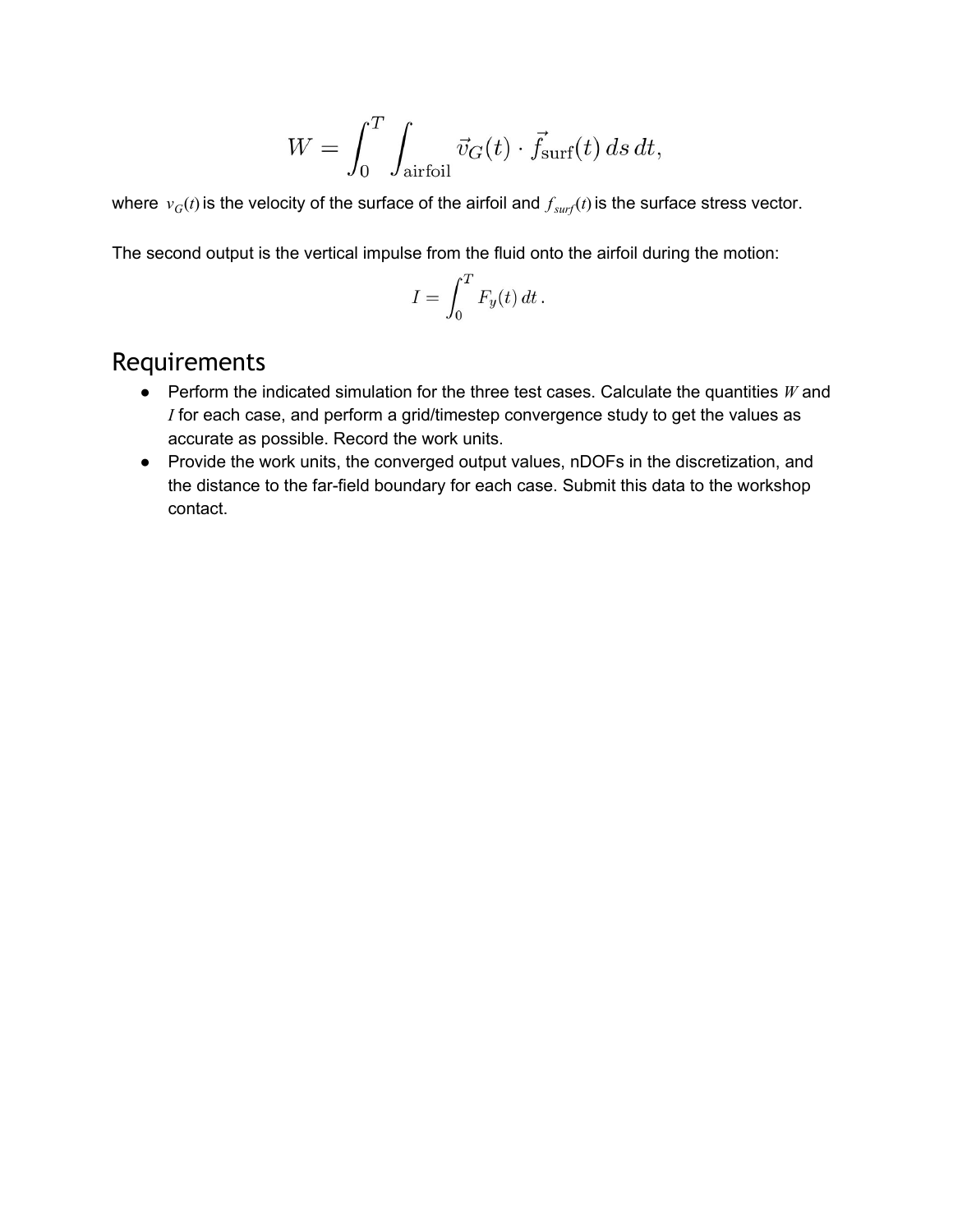$$W = \int_0^T \int_{\text{airfoil}} \vec{v}_G(t) \cdot \vec{f}_{\text{surf}}(t) \, ds \, dt,$$

where $v_G(t)$ is the velocity of the surface of the airfoil and $f_{surf}(t)$ is the surface stress vector.

The second output is the vertical impulse from the fluid onto the airfoil during the motion:

$$I = \int_0^T F_y(t) \, dt \, .$$

## Requirements

- Perform the indicated simulation for the three test cases. Calculate the quantities $W$ and $I$ for each case, and perform a grid/timestep convergence study to get the values as accurate as possible. Record the work units.
- Provide the work units, the converged output values, nDOFs in the discretization, and the distance to the far-field boundary for each case. Submit this data to the workshop contact.